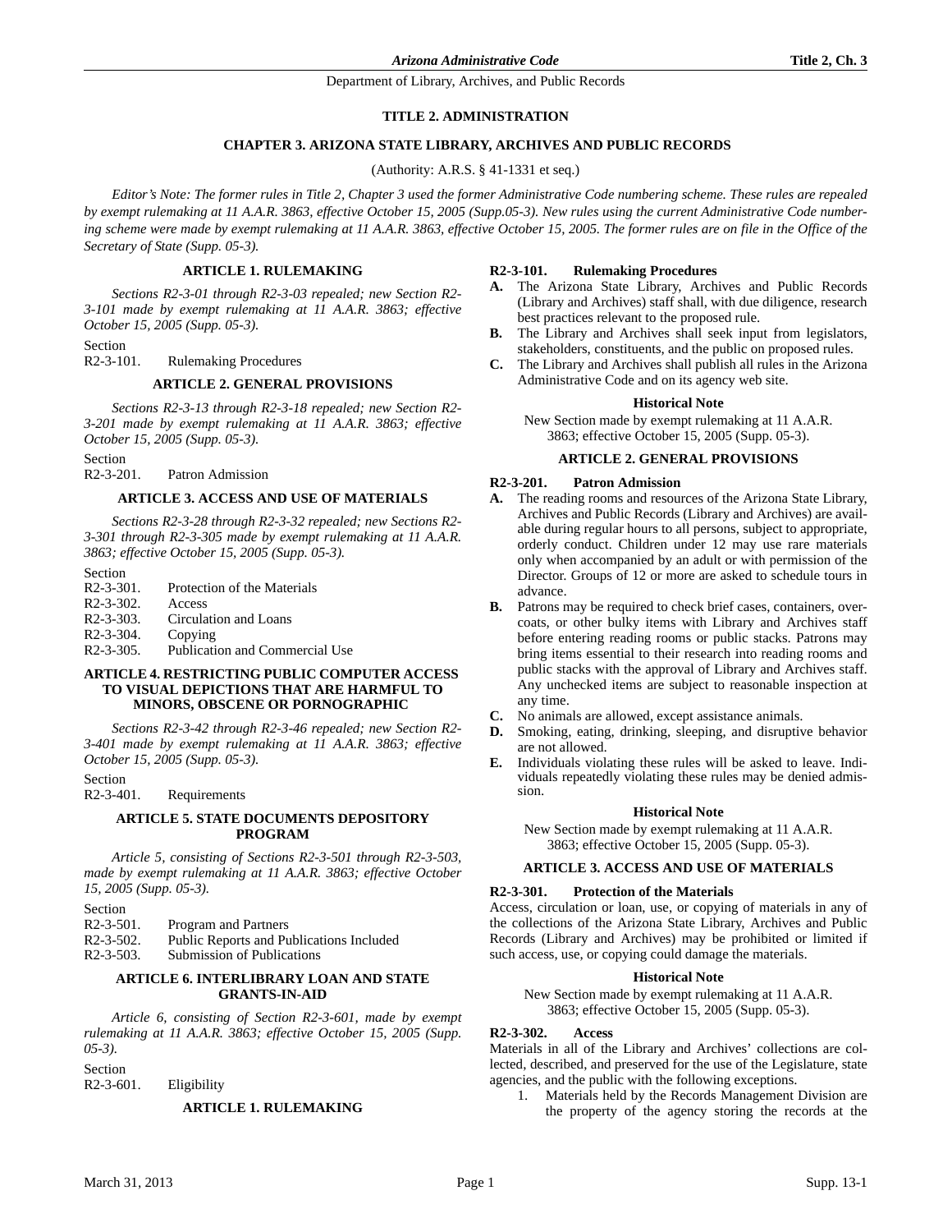# TITLE 2. ADMINISTRATION

## CHAPTER 3. ARIZONA STATE LIBRARY, ARCHIVES AND PUBLIC RECORDS

(Authority: A.R.S. § 41-1331 et seq.)

*Editor's Note: The former rules in Title 2, Chapter 3 used the former Administrative Code numbering scheme. These rules are repealed by exempt rulemaking at 11 A.A.R. 3863, effective October 15, 2005 (Supp.05-3). New rules using the current Administrative Code numbering scheme were made by exempt rulemaking at 11 A.A.R. 3863, effective October 15, 2005. The former rules are on file in the Office of the Secretary of State (Supp. 05-3).*

### ARTICLE 1. RULEMAKING

*Sections R2-3-01 through R2-3-03 repealed; new Section R2-3-101 made by exempt rulemaking at 11 A.A.R. 3863; effective October 15, 2005 (Supp. 05-3).*

Section
R2-3-101. Rulemaking Procedures

### ARTICLE 2. GENERAL PROVISIONS

*Sections R2-3-13 through R2-3-18 repealed; new Section R2-3-201 made by exempt rulemaking at 11 A.A.R. 3863; effective October 15, 2005 (Supp. 05-3).*

Section
R2-3-201. Patron Admission

### ARTICLE 3. ACCESS AND USE OF MATERIALS

*Sections R2-3-28 through R2-3-32 repealed; new Sections R2-3-301 through R2-3-305 made by exempt rulemaking at 11 A.A.R. 3863; effective October 15, 2005 (Supp. 05-3).*

Section
R2-3-301. Protection of the Materials
R2-3-302. Access
R2-3-303. Circulation and Loans
R2-3-304. Copying
R2-3-305. Publication and Commercial Use

### ARTICLE 4. RESTRICTING PUBLIC COMPUTER ACCESS TO VISUAL DEPICTIONS THAT ARE HARMFUL TO MINORS, OBSCENE OR PORNOGRAPHIC

*Sections R2-3-42 through R2-3-46 repealed; new Section R2-3-401 made by exempt rulemaking at 11 A.A.R. 3863; effective October 15, 2005 (Supp. 05-3).*

Section
R2-3-401. Requirements

### ARTICLE 5. STATE DOCUMENTS DEPOSITORY PROGRAM

*Article 5, consisting of Sections R2-3-501 through R2-3-503, made by exempt rulemaking at 11 A.A.R. 3863; effective October 15, 2005 (Supp. 05-3).*

Section
R2-3-501. Program and Partners
R2-3-502. Public Reports and Publications Included
R2-3-503. Submission of Publications

### ARTICLE 6. INTERLIBRARY LOAN AND STATE GRANTS-IN-AID

*Article 6, consisting of Section R2-3-601, made by exempt rulemaking at 11 A.A.R. 3863; effective October 15, 2005 (Supp. 05-3).*

Section
R2-3-601. Eligibility

### ARTICLE 1. RULEMAKING

**R2-3-101. Rulemaking Procedures**

**A.** The Arizona State Library, Archives and Public Records (Library and Archives) staff shall, with due diligence, research best practices relevant to the proposed rule.

**B.** The Library and Archives shall seek input from legislators, stakeholders, constituents, and the public on proposed rules.

**C.** The Library and Archives shall publish all rules in the Arizona Administrative Code and on its agency web site.

**Historical Note**

New Section made by exempt rulemaking at 11 A.A.R. 3863; effective October 15, 2005 (Supp. 05-3).

### ARTICLE 2. GENERAL PROVISIONS

**R2-3-201. Patron Admission**

**A.** The reading rooms and resources of the Arizona State Library, Archives and Public Records (Library and Archives) are available during regular hours to all persons, subject to appropriate, orderly conduct. Children under 12 may use rare materials only when accompanied by an adult or with permission of the Director. Groups of 12 or more are asked to schedule tours in advance.

**B.** Patrons may be required to check brief cases, containers, overcoats, or other bulky items with Library and Archives staff before entering reading rooms or public stacks. Patrons may bring items essential to their research into reading rooms and public stacks with the approval of Library and Archives staff. Any unchecked items are subject to reasonable inspection at any time.

**C.** No animals are allowed, except assistance animals.

**D.** Smoking, eating, drinking, sleeping, and disruptive behavior are not allowed.

**E.** Individuals violating these rules will be asked to leave. Individuals repeatedly violating these rules may be denied admission.

**Historical Note**

New Section made by exempt rulemaking at 11 A.A.R. 3863; effective October 15, 2005 (Supp. 05-3).

### ARTICLE 3. ACCESS AND USE OF MATERIALS

**R2-3-301. Protection of the Materials**

Access, circulation or loan, use, or copying of materials in any of the collections of the Arizona State Library, Archives and Public Records (Library and Archives) may be prohibited or limited if such access, use, or copying could damage the materials.

**Historical Note**

New Section made by exempt rulemaking at 11 A.A.R. 3863; effective October 15, 2005 (Supp. 05-3).

**R2-3-302. Access**

Materials in all of the Library and Archives' collections are collected, described, and preserved for the use of the Legislature, state agencies, and the public with the following exceptions.

1. Materials held by the Records Management Division are the property of the agency storing the records at the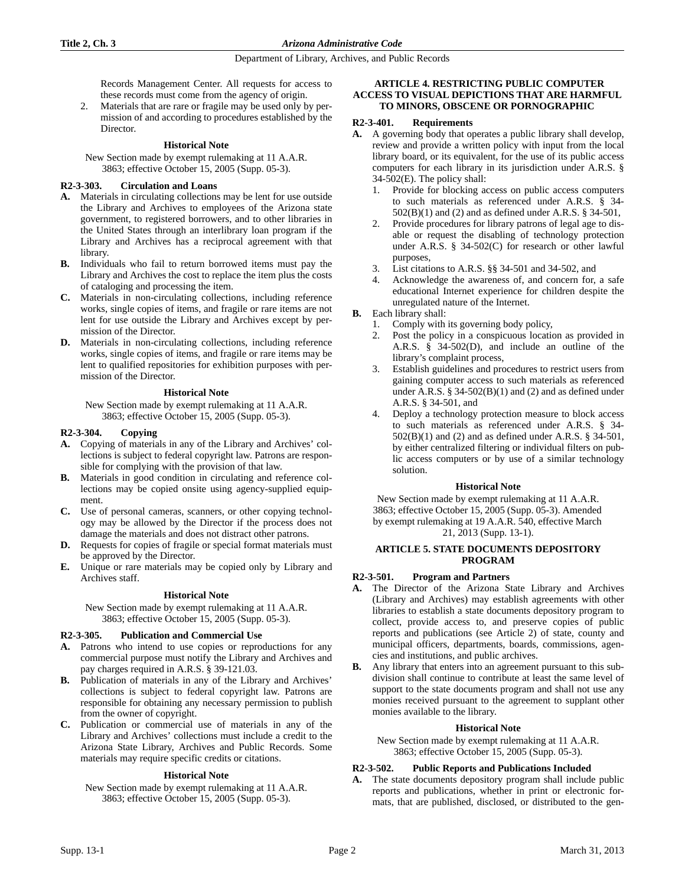Records Management Center. All requests for access to these records must come from the agency of origin.

2. Materials that are rare or fragile may be used only by permission of and according to procedures established by the Director.

**Historical Note**

New Section made by exempt rulemaking at 11 A.A.R. 3863; effective October 15, 2005 (Supp. 05-3).

### R2-3-303. Circulation and Loans

**A.** Materials in circulating collections may be lent for use outside the Library and Archives to employees of the Arizona state government, to registered borrowers, and to other libraries in the United States through an interlibrary loan program if the Library and Archives has a reciprocal agreement with that library.

**B.** Individuals who fail to return borrowed items must pay the Library and Archives the cost to replace the item plus the costs of cataloging and processing the item.

**C.** Materials in non-circulating collections, including reference works, single copies of items, and fragile or rare items are not lent for use outside the Library and Archives except by permission of the Director.

**D.** Materials in non-circulating collections, including reference works, single copies of items, and fragile or rare items may be lent to qualified repositories for exhibition purposes with permission of the Director.

**Historical Note**

New Section made by exempt rulemaking at 11 A.A.R. 3863; effective October 15, 2005 (Supp. 05-3).

### R2-3-304. Copying

**A.** Copying of materials in any of the Library and Archives' collections is subject to federal copyright law. Patrons are responsible for complying with the provision of that law.

**B.** Materials in good condition in circulating and reference collections may be copied onsite using agency-supplied equipment.

**C.** Use of personal cameras, scanners, or other copying technology may be allowed by the Director if the process does not damage the materials and does not distract other patrons.

**D.** Requests for copies of fragile or special format materials must be approved by the Director.

**E.** Unique or rare materials may be copied only by Library and Archives staff.

**Historical Note**

New Section made by exempt rulemaking at 11 A.A.R. 3863; effective October 15, 2005 (Supp. 05-3).

### R2-3-305. Publication and Commercial Use

**A.** Patrons who intend to use copies or reproductions for any commercial purpose must notify the Library and Archives and pay charges required in A.R.S. § 39-121.03.

**B.** Publication of materials in any of the Library and Archives' collections is subject to federal copyright law. Patrons are responsible for obtaining any necessary permission to publish from the owner of copyright.

**C.** Publication or commercial use of materials in any of the Library and Archives' collections must include a credit to the Arizona State Library, Archives and Public Records. Some materials may require specific credits or citations.

**Historical Note**

New Section made by exempt rulemaking at 11 A.A.R. 3863; effective October 15, 2005 (Supp. 05-3).

## ARTICLE 4. RESTRICTING PUBLIC COMPUTER ACCESS TO VISUAL DEPICTIONS THAT ARE HARMFUL TO MINORS, OBSCENE OR PORNOGRAPHIC

### R2-3-401. Requirements

**A.** A governing body that operates a public library shall develop, review and provide a written policy with input from the local library board, or its equivalent, for the use of its public access computers for each library in its jurisdiction under A.R.S. § 34-502(E). The policy shall:

1. Provide for blocking access on public access computers to such materials as referenced under A.R.S. § 34-502(B)(1) and (2) and as defined under A.R.S. § 34-501,
2. Provide procedures for library patrons of legal age to disable or request the disabling of technology protection under A.R.S. § 34-502(C) for research or other lawful purposes,
3. List citations to A.R.S. §§ 34-501 and 34-502, and
4. Acknowledge the awareness of, and concern for, a safe educational Internet experience for children despite the unregulated nature of the Internet.

**B.** Each library shall:

1. Comply with its governing body policy,
2. Post the policy in a conspicuous location as provided in A.R.S. § 34-502(D), and include an outline of the library's complaint process,
3. Establish guidelines and procedures to restrict users from gaining computer access to such materials as referenced under A.R.S. § 34-502(B)(1) and (2) and as defined under A.R.S. § 34-501, and
4. Deploy a technology protection measure to block access to such materials as referenced under A.R.S. § 34-502(B)(1) and (2) and as defined under A.R.S. § 34-501, by either centralized filtering or individual filters on public access computers or by use of a similar technology solution.

**Historical Note**

New Section made by exempt rulemaking at 11 A.A.R. 3863; effective October 15, 2005 (Supp. 05-3). Amended by exempt rulemaking at 19 A.A.R. 540, effective March 21, 2013 (Supp. 13-1).

## ARTICLE 5. STATE DOCUMENTS DEPOSITORY PROGRAM

### R2-3-501. Program and Partners

**A.** The Director of the Arizona State Library and Archives (Library and Archives) may establish agreements with other libraries to establish a state documents depository program to collect, provide access to, and preserve copies of public reports and publications (see Article 2) of state, county and municipal officers, departments, boards, commissions, agencies and institutions, and public archives.

**B.** Any library that enters into an agreement pursuant to this subdivision shall continue to contribute at least the same level of support to the state documents program and shall not use any monies received pursuant to the agreement to supplant other monies available to the library.

**Historical Note**

New Section made by exempt rulemaking at 11 A.A.R. 3863; effective October 15, 2005 (Supp. 05-3).

### R2-3-502. Public Reports and Publications Included

**A.** The state documents depository program shall include public reports and publications, whether in print or electronic formats, that are published, disclosed, or distributed to the gen-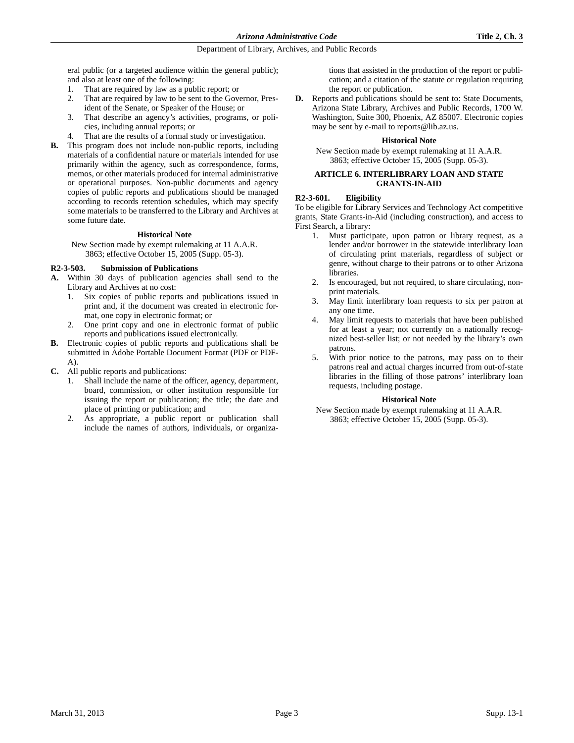eral public (or a targeted audience within the general public); and also at least one of the following:

1. That are required by law as a public report; or
2. That are required by law to be sent to the Governor, President of the Senate, or Speaker of the House; or
3. That describe an agency's activities, programs, or policies, including annual reports; or
4. That are the results of a formal study or investigation.

**B.** This program does not include non-public reports, including materials of a confidential nature or materials intended for use primarily within the agency, such as correspondence, forms, memos, or other materials produced for internal administrative or operational purposes. Non-public documents and agency copies of public reports and publications should be managed according to records retention schedules, which may specify some materials to be transferred to the Library and Archives at some future date.

**Historical Note**

New Section made by exempt rulemaking at 11 A.A.R. 3863; effective October 15, 2005 (Supp. 05-3).

**R2-3-503. Submission of Publications**

**A.** Within 30 days of publication agencies shall send to the Library and Archives at no cost:

1. Six copies of public reports and publications issued in print and, if the document was created in electronic format, one copy in electronic format; or
2. One print copy and one in electronic format of public reports and publications issued electronically.

**B.** Electronic copies of public reports and publications shall be submitted in Adobe Portable Document Format (PDF or PDF-A).

**C.** All public reports and publications:

1. Shall include the name of the officer, agency, department, board, commission, or other institution responsible for issuing the report or publication; the title; the date and place of printing or publication; and
2. As appropriate, a public report or publication shall include the names of authors, individuals, or organizations that assisted in the production of the report or publication; and a citation of the statute or regulation requiring the report or publication.

**D.** Reports and publications should be sent to: State Documents, Arizona State Library, Archives and Public Records, 1700 W. Washington, Suite 300, Phoenix, AZ 85007. Electronic copies may be sent by e-mail to reports@lib.az.us.

**Historical Note**

New Section made by exempt rulemaking at 11 A.A.R. 3863; effective October 15, 2005 (Supp. 05-3).

## ARTICLE 6. INTERLIBRARY LOAN AND STATE GRANTS-IN-AID

**R2-3-601. Eligibility**

To be eligible for Library Services and Technology Act competitive grants, State Grants-in-Aid (including construction), and access to First Search, a library:

1. Must participate, upon patron or library request, as a lender and/or borrower in the statewide interlibrary loan of circulating print materials, regardless of subject or genre, without charge to their patrons or to other Arizona libraries.
2. Is encouraged, but not required, to share circulating, non-print materials.
3. May limit interlibrary loan requests to six per patron at any one time.
4. May limit requests to materials that have been published for at least a year; not currently on a nationally recognized best-seller list; or not needed by the library's own patrons.
5. With prior notice to the patrons, may pass on to their patrons real and actual charges incurred from out-of-state libraries in the filling of those patrons' interlibrary loan requests, including postage.

**Historical Note**

New Section made by exempt rulemaking at 11 A.A.R. 3863; effective October 15, 2005 (Supp. 05-3).